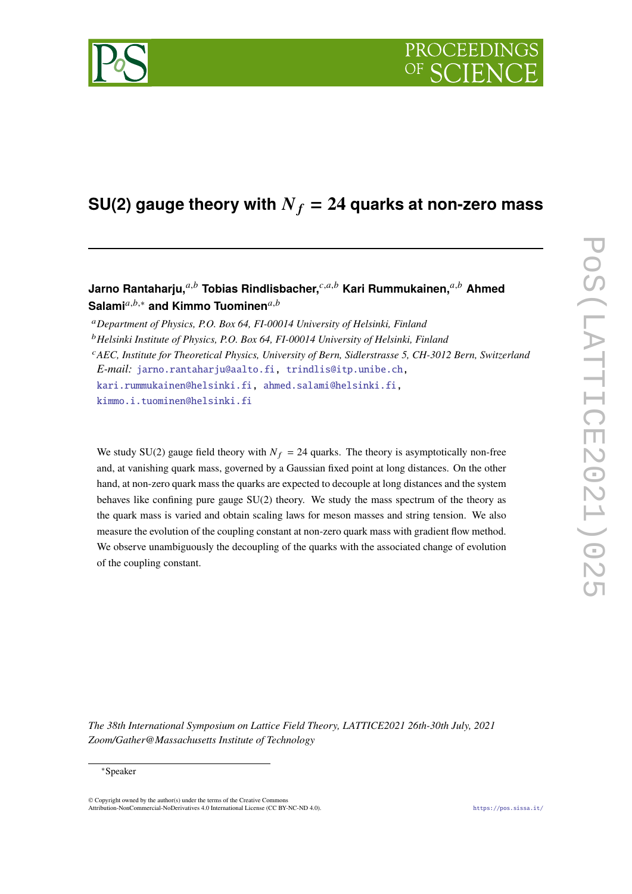# SU(2) gauge theory with $N_f = 24$ quarks at non-zero mass

**Jarno Rantaharju,**[a,b] **Tobias Rindlisbacher,**[c,a,b] **Kari Rummukainen,**[a,b] **Ahmed Salami**[a,b,*] **and Kimmo Tuominen**[a,b]

[a] *Department of Physics, P.O. Box 64, FI-00014 University of Helsinki, Finland*

[b] *Helsinki Institute of Physics, P.O. Box 64, FI-00014 University of Helsinki, Finland*

[c] *AEC, Institute for Theoretical Physics, University of Bern, Sidlerstrasse 5, CH-3012 Bern, Switzerland*

*E-mail:* jarno.rantaharju@aalto.fi, trindlis@itp.unibe.ch, kari.rummukainen@helsinki.fi, ahmed.salami@helsinki.fi, kimmo.i.tuominen@helsinki.fi

We study SU(2) gauge field theory with $N_f = 24$ quarks. The theory is asymptotically non-free and, at vanishing quark mass, governed by a Gaussian fixed point at long distances. On the other hand, at non-zero quark mass the quarks are expected to decouple at long distances and the system behaves like confining pure gauge SU(2) theory. We study the mass spectrum of the theory as the quark mass is varied and obtain scaling laws for meson masses and string tension. We also measure the evolution of the coupling constant at non-zero quark mass with gradient flow method. We observe unambiguously the decoupling of the quarks with the associated change of evolution of the coupling constant.

*The 38th International Symposium on Lattice Field Theory, LATTICE2021 26th-30th July, 2021*
*Zoom/Gather@Massachusetts Institute of Technology*

[*] Speaker

© Copyright owned by the author(s) under the terms of the Creative Commons Attribution-NonCommercial-NoDerivatives 4.0 International License (CC BY-NC-ND 4.0).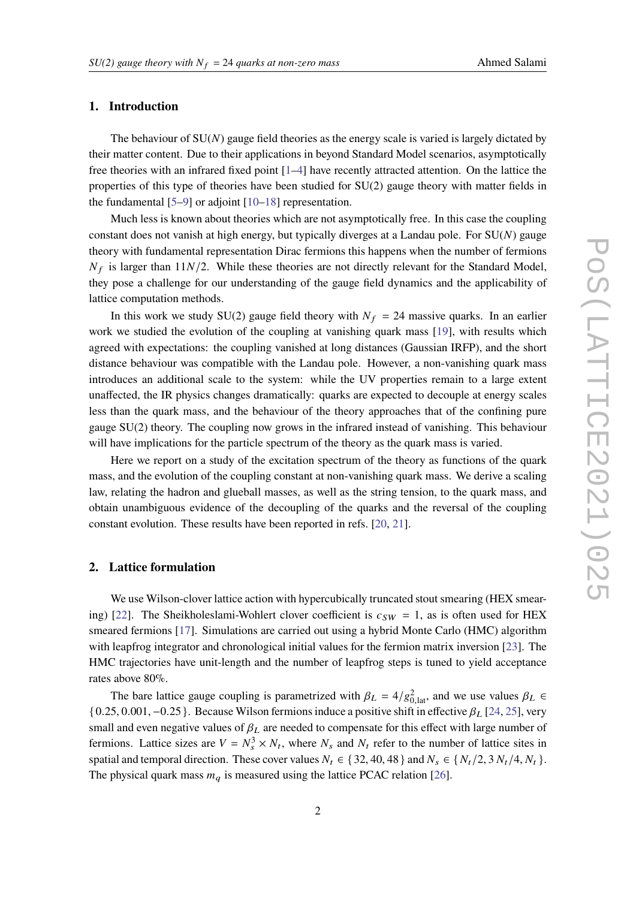## 1. Introduction

The behaviour of SU($N$) gauge field theories as the energy scale is varied is largely dictated by their matter content. Due to their applications in beyond Standard Model scenarios, asymptotically free theories with an infrared fixed point [1–4] have recently attracted attention. On the lattice the properties of this type of theories have been studied for SU(2) gauge theory with matter fields in the fundamental [5–9] or adjoint [10–18] representation.

Much less is known about theories which are not asymptotically free. In this case the coupling constant does not vanish at high energy, but typically diverges at a Landau pole. For SU($N$) gauge theory with fundamental representation Dirac fermions this happens when the number of fermions $N_f$ is larger than $11N/2$. While these theories are not directly relevant for the Standard Model, they pose a challenge for our understanding of the gauge field dynamics and the applicability of lattice computation methods.

In this work we study SU(2) gauge field theory with $N_f = 24$ massive quarks. In an earlier work we studied the evolution of the coupling at vanishing quark mass [19], with results which agreed with expectations: the coupling vanished at long distances (Gaussian IRFP), and the short distance behaviour was compatible with the Landau pole. However, a non-vanishing quark mass introduces an additional scale to the system: while the UV properties remain to a large extent unaffected, the IR physics changes dramatically: quarks are expected to decouple at energy scales less than the quark mass, and the behaviour of the theory approaches that of the confining pure gauge SU(2) theory. The coupling now grows in the infrared instead of vanishing. This behaviour will have implications for the particle spectrum of the theory as the quark mass is varied.

Here we report on a study of the excitation spectrum of the theory as functions of the quark mass, and the evolution of the coupling constant at non-vanishing quark mass. We derive a scaling law, relating the hadron and glueball masses, as well as the string tension, to the quark mass, and obtain unambiguous evidence of the decoupling of the quarks and the reversal of the coupling constant evolution. These results have been reported in refs. [20, 21].

## 2. Lattice formulation

We use Wilson-clover lattice action with hypercubically truncated stout smearing (HEX smearing) [22]. The Sheikholeslami-Wohlert clover coefficient is $c_{SW} = 1$, as is often used for HEX smeared fermions [17]. Simulations are carried out using a hybrid Monte Carlo (HMC) algorithm with leapfrog integrator and chronological initial values for the fermion matrix inversion [23]. The HMC trajectories have unit-length and the number of leapfrog steps is tuned to yield acceptance rates above 80%.

The bare lattice gauge coupling is parametrized with $\beta_L = 4/g^2_{0,\text{lat}}$, and we use values $\beta_L \in \{0.25, 0.001, -0.25\}$. Because Wilson fermions induce a positive shift in effective $\beta_L$ [24, 25], very small and even negative values of $\beta_L$ are needed to compensate for this effect with large number of fermions. Lattice sizes are $V = N_s^3 \times N_t$, where $N_s$ and $N_t$ refer to the number of lattice sites in spatial and temporal direction. These cover values $N_t \in \{32, 40, 48\}$ and $N_s \in \{N_t/2, 3\,N_t/4, N_t\}$. The physical quark mass $m_q$ is measured using the lattice PCAC relation [26].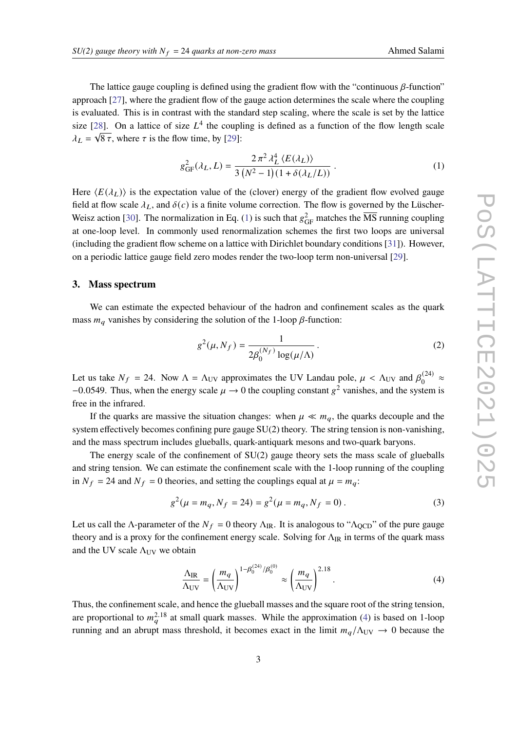The lattice gauge coupling is defined using the gradient flow with the "continuous $\beta$-function" approach [27], where the gradient flow of the gauge action determines the scale where the coupling is evaluated. This is in contrast with the standard step scaling, where the scale is set by the lattice size [28]. On a lattice of size $L^4$ the coupling is defined as a function of the flow length scale $\lambda_L = \sqrt{8\,\tau}$, where $\tau$ is the flow time, by [29]:

$$g^2_{\rm GF}(\lambda_L, L) = \frac{2\,\pi^2\,\lambda_L^4\,\langle E(\lambda_L)\rangle}{3\,(N^2-1)\,(1+\delta(\lambda_L/L))}\,. \tag{1}$$

Here $\langle E(\lambda_L)\rangle$ is the expectation value of the (clover) energy of the gradient flow evolved gauge field at flow scale $\lambda_L$, and $\delta(c)$ is a finite volume correction. The flow is governed by the Lüscher-Weisz action [30]. The normalization in Eq. (1) is such that $g^2_{\rm GF}$ matches the $\overline{\rm MS}$ running coupling at one-loop level. In commonly used renormalization schemes the first two loops are universal (including the gradient flow scheme on a lattice with Dirichlet boundary conditions [31]). However, on a periodic lattice gauge field zero modes render the two-loop term non-universal [29].

## 3. Mass spectrum

We can estimate the expected behaviour of the hadron and confinement scales as the quark mass $m_q$ vanishes by considering the solution of the 1-loop $\beta$-function:

$$g^2(\mu, N_f) = \frac{1}{2\beta_0^{(N_f)}\log(\mu/\Lambda)}\,. \tag{2}$$

Let us take $N_f = 24$. Now $\Lambda = \Lambda_{\rm UV}$ approximates the UV Landau pole, $\mu < \Lambda_{\rm UV}$ and $\beta_0^{(24)} \approx -0.0549$. Thus, when the energy scale $\mu \to 0$ the coupling constant $g^2$ vanishes, and the system is free in the infrared.

If the quarks are massive the situation changes: when $\mu \ll m_q$, the quarks decouple and the system effectively becomes confining pure gauge SU(2) theory. The string tension is non-vanishing, and the mass spectrum includes glueballs, quark-antiquark mesons and two-quark baryons.

The energy scale of the confinement of SU(2) gauge theory sets the mass scale of glueballs and string tension. We can estimate the confinement scale with the 1-loop running of the coupling in $N_f = 24$ and $N_f = 0$ theories, and setting the couplings equal at $\mu = m_q$:

$$g^2(\mu = m_q, N_f = 24) = g^2(\mu = m_q, N_f = 0)\,. \tag{3}$$

Let us call the $\Lambda$-parameter of the $N_f = 0$ theory $\Lambda_{\rm IR}$. It is analogous to "$\Lambda_{\rm QCD}$" of the pure gauge theory and is a proxy for the confinement energy scale. Solving for $\Lambda_{\rm IR}$ in terms of the quark mass and the UV scale $\Lambda_{\rm UV}$ we obtain

$$\frac{\Lambda_{\rm IR}}{\Lambda_{\rm UV}} = \left(\frac{m_q}{\Lambda_{\rm UV}}\right)^{1-\beta_0^{(24)}/\beta_0^{(0)}} \approx \left(\frac{m_q}{\Lambda_{\rm UV}}\right)^{2.18}\,. \tag{4}$$

Thus, the confinement scale, and hence the glueball masses and the square root of the string tension, are proportional to $m_q^{2.18}$ at small quark masses. While the approximation (4) is based on 1-loop running and an abrupt mass threshold, it becomes exact in the limit $m_q/\Lambda_{\rm UV} \to 0$ because the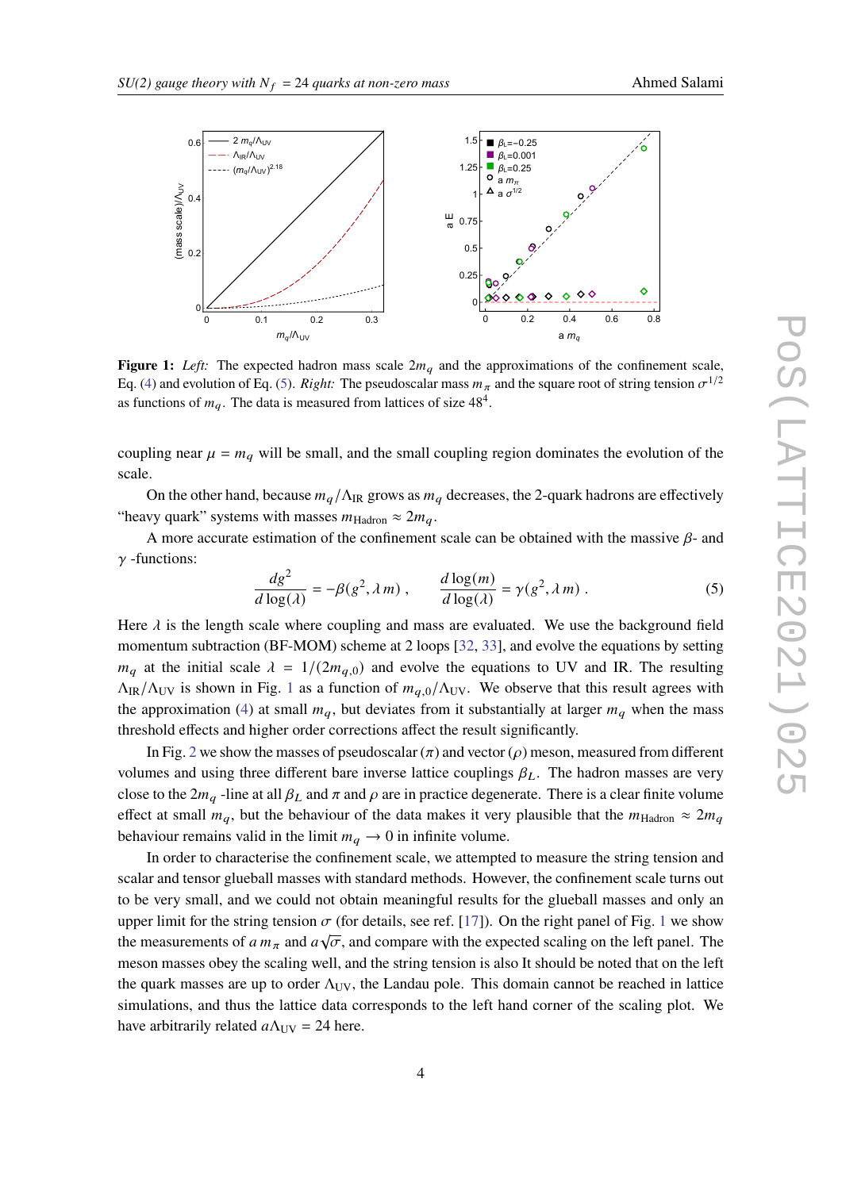**Figure 1:** *Left:* The expected hadron mass scale $2m_q$ and the approximations of the confinement scale, Eq. (4) and evolution of Eq. (5). *Right:* The pseudoscalar mass $m_\pi$ and the square root of string tension $\sigma^{1/2}$ as functions of $m_q$. The data is measured from lattices of size $48^4$.

coupling near $\mu = m_q$ will be small, and the small coupling region dominates the evolution of the scale.

On the other hand, because $m_q/\Lambda_{\rm IR}$ grows as $m_q$ decreases, the 2-quark hadrons are effectively "heavy quark" systems with masses $m_{\rm Hadron} \approx 2m_q$.

A more accurate estimation of the confinement scale can be obtained with the massive $\beta$- and $\gamma$ -functions:

$$\frac{dg^2}{d\log(\lambda)} = -\beta(g^2, \lambda\, m)\ , \qquad \frac{d\log(m)}{d\log(\lambda)} = \gamma(g^2, \lambda\, m)\ . \tag{5}$$

Here $\lambda$ is the length scale where coupling and mass are evaluated. We use the background field momentum subtraction (BF-MOM) scheme at 2 loops [32, 33], and evolve the equations by setting $m_q$ at the initial scale $\lambda = 1/(2m_{q,0})$ and evolve the equations to UV and IR. The resulting $\Lambda_{\rm IR}/\Lambda_{\rm UV}$ is shown in Fig. 1 as a function of $m_{q,0}/\Lambda_{\rm UV}$. We observe that this result agrees with the approximation (4) at small $m_q$, but deviates from it substantially at larger $m_q$ when the mass threshold effects and higher order corrections affect the result significantly.

In Fig. 2 we show the masses of pseudoscalar ($\pi$) and vector ($\rho$) meson, measured from different volumes and using three different bare inverse lattice couplings $\beta_L$. The hadron masses are very close to the $2m_q$ -line at all $\beta_L$ and $\pi$ and $\rho$ are in practice degenerate. There is a clear finite volume effect at small $m_q$, but the behaviour of the data makes it very plausible that the $m_{\rm Hadron} \approx 2m_q$ behaviour remains valid in the limit $m_q \to 0$ in infinite volume.

In order to characterise the confinement scale, we attempted to measure the string tension and scalar and tensor glueball masses with standard methods. However, the confinement scale turns out to be very small, and we could not obtain meaningful results for the glueball masses and only an upper limit for the string tension $\sigma$ (for details, see ref. [17]). On the right panel of Fig. 1 we show the measurements of $a\, m_\pi$ and $a\sqrt{\sigma}$, and compare with the expected scaling on the left panel. The meson masses obey the scaling well, and the string tension is also It should be noted that on the left the quark masses are up to order $\Lambda_{\rm UV}$, the Landau pole. This domain cannot be reached in lattice simulations, and thus the lattice data corresponds to the left hand corner of the scaling plot. We have arbitrarily related $a\Lambda_{\rm UV} = 24$ here.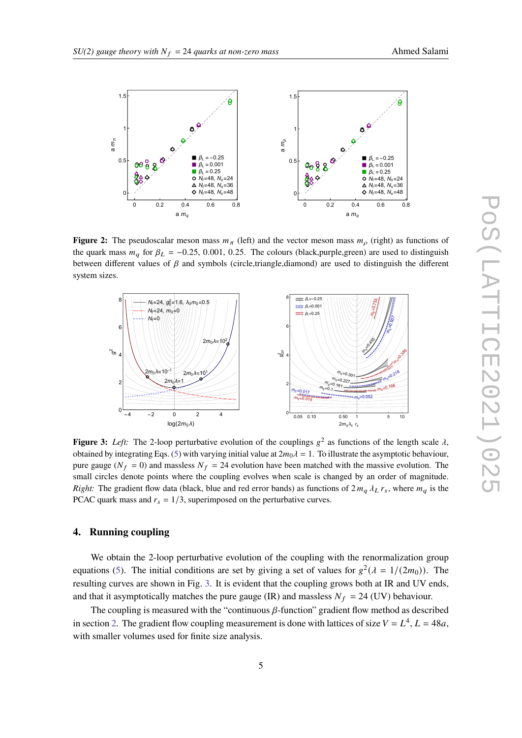**Figure 2:** The pseudoscalar meson mass $m_\pi$ (left) and the vector meson mass $m_\rho$ (right) as functions of the quark mass $m_q$ for $\beta_L = -0.25$, 0.001, 0.25. The colours (black,purple,green) are used to distinguish between different values of $\beta$ and symbols (circle,triangle,diamond) are used to distinguish the different system sizes.

**Figure 3:** *Left:* The 2-loop perturbative evolution of the couplings $g^2$ as functions of the length scale $\lambda$, obtained by integrating Eqs. (5) with varying initial value at $2m_0\lambda = 1$. To illustrate the asymptotic behaviour, pure gauge ($N_f = 0$) and massless $N_f = 24$ evolution have been matched with the massive evolution. The small circles denote points where the coupling evolves when scale is changed by an order of magnitude. *Right:* The gradient flow data (black, blue and red error bands) as functions of $2m_q\lambda_L r_s$, where $m_q$ is the PCAC quark mass and $r_s = 1/3$, superimposed on the perturbative curves.

## 4. Running coupling

We obtain the 2-loop perturbative evolution of the coupling with the renormalization group equations (5). The initial conditions are set by giving a set of values for $g^2(\lambda = 1/(2m_0))$. The resulting curves are shown in Fig. 3. It is evident that the coupling grows both at IR and UV ends, and that it asymptotically matches the pure gauge (IR) and massless $N_f = 24$ (UV) behaviour.

The coupling is measured with the "continuous $\beta$-function" gradient flow method as described in section 2. The gradient flow coupling measurement is done with lattices of size $V = L^4$, $L = 48a$, with smaller volumes used for finite size analysis.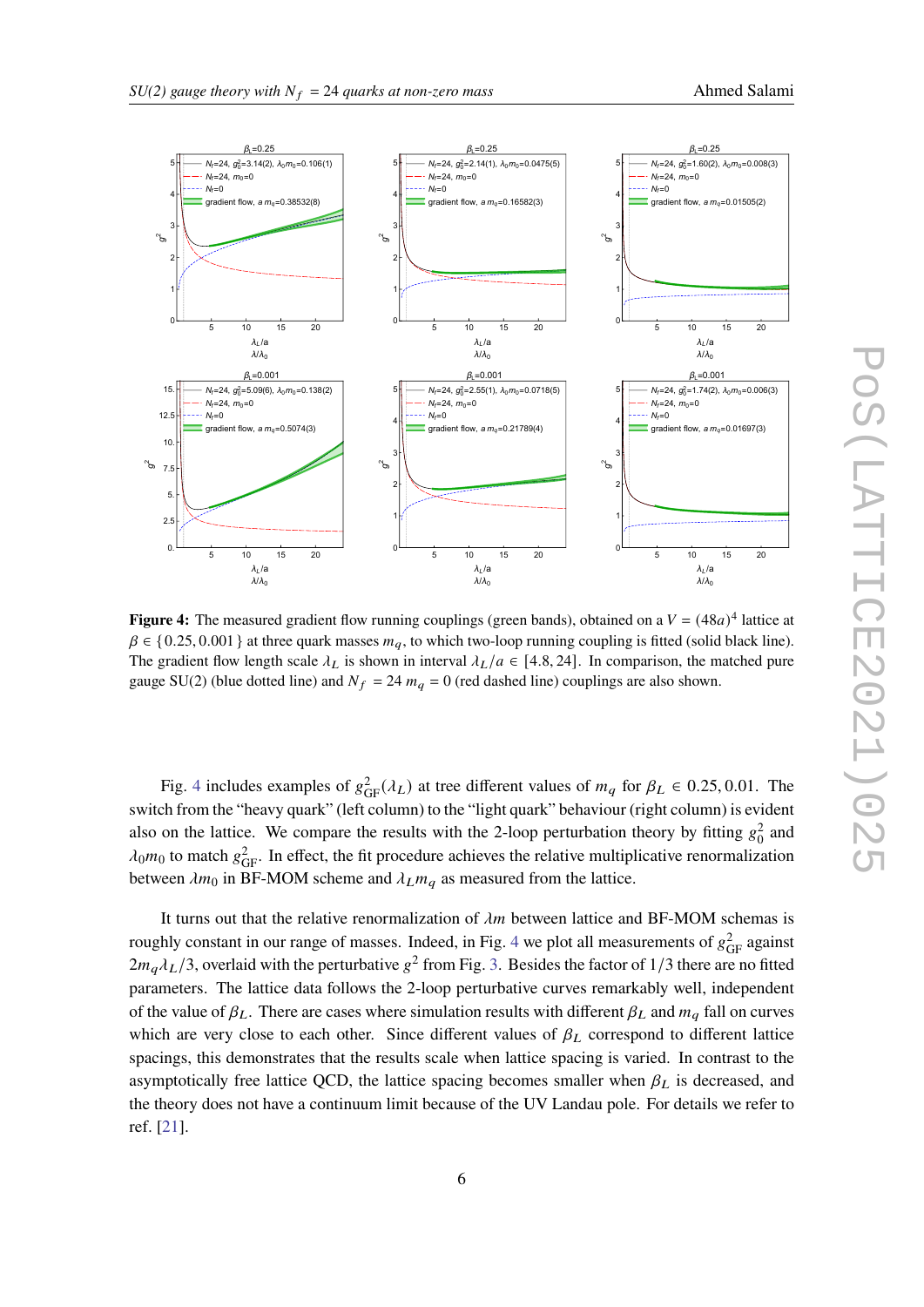**Figure 4:** The measured gradient flow running couplings (green bands), obtained on a $V = (48a)^4$ lattice at $\beta \in \{0.25, 0.001\}$ at three quark masses $m_q$, to which two-loop running coupling is fitted (solid black line). The gradient flow length scale $\lambda_L$ is shown in interval $\lambda_L/a \in [4.8, 24]$. In comparison, the matched pure gauge SU(2) (blue dotted line) and $N_f = 24$ $m_q = 0$ (red dashed line) couplings are also shown.

Fig. 4 includes examples of $g^2_{\rm GF}(\lambda_L)$ at tree different values of $m_q$ for $\beta_L \in 0.25, 0.01$. The switch from the "heavy quark" (left column) to the "light quark" behaviour (right column) is evident also on the lattice. We compare the results with the 2-loop perturbation theory by fitting $g_0^2$ and $\lambda_0 m_0$ to match $g^2_{\rm GF}$. In effect, the fit procedure achieves the relative multiplicative renormalization between $\lambda m_0$ in BF-MOM scheme and $\lambda_L m_q$ as measured from the lattice.

It turns out that the relative renormalization of $\lambda m$ between lattice and BF-MOM schemas is roughly constant in our range of masses. Indeed, in Fig. 4 we plot all measurements of $g^2_{\rm GF}$ against $2m_q\lambda_L/3$, overlaid with the perturbative $g^2$ from Fig. 3. Besides the factor of $1/3$ there are no fitted parameters. The lattice data follows the 2-loop perturbative curves remarkably well, independent of the value of $\beta_L$. There are cases where simulation results with different $\beta_L$ and $m_q$ fall on curves which are very close to each other. Since different values of $\beta_L$ correspond to different lattice spacings, this demonstrates that the results scale when lattice spacing is varied. In contrast to the asymptotically free lattice QCD, the lattice spacing becomes smaller when $\beta_L$ is decreased, and the theory does not have a continuum limit because of the UV Landau pole. For details we refer to ref. [21].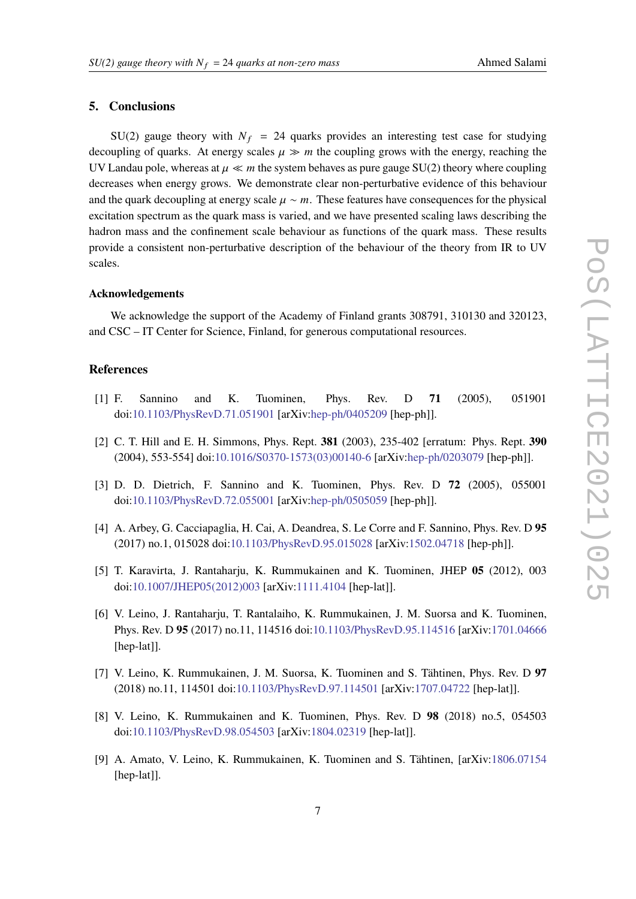## 5. Conclusions

SU(2) gauge theory with $N_f = 24$ quarks provides an interesting test case for studying decoupling of quarks. At energy scales $\mu \gg m$ the coupling grows with the energy, reaching the UV Landau pole, whereas at $\mu \ll m$ the system behaves as pure gauge SU(2) theory where coupling decreases when energy grows. We demonstrate clear non-perturbative evidence of this behaviour and the quark decoupling at energy scale $\mu \sim m$. These features have consequences for the physical excitation spectrum as the quark mass is varied, and we have presented scaling laws describing the hadron mass and the confinement scale behaviour as functions of the quark mass. These results provide a consistent non-perturbative description of the behaviour of the theory from IR to UV scales.

### Acknowledgements

We acknowledge the support of the Academy of Finland grants 308791, 310130 and 320123, and CSC – IT Center for Science, Finland, for generous computational resources.

## References

[1] F. Sannino and K. Tuominen, Phys. Rev. D **71** (2005), 051901 doi:10.1103/PhysRevD.71.051901 [arXiv:hep-ph/0405209 [hep-ph]].

[2] C. T. Hill and E. H. Simmons, Phys. Rept. **381** (2003), 235-402 [erratum: Phys. Rept. **390** (2004), 553-554] doi:10.1016/S0370-1573(03)00140-6 [arXiv:hep-ph/0203079 [hep-ph]].

[3] D. D. Dietrich, F. Sannino and K. Tuominen, Phys. Rev. D **72** (2005), 055001 doi:10.1103/PhysRevD.72.055001 [arXiv:hep-ph/0505059 [hep-ph]].

[4] A. Arbey, G. Cacciapaglia, H. Cai, A. Deandrea, S. Le Corre and F. Sannino, Phys. Rev. D **95** (2017) no.1, 015028 doi:10.1103/PhysRevD.95.015028 [arXiv:1502.04718 [hep-ph]].

[5] T. Karavirta, J. Rantaharju, K. Rummukainen and K. Tuominen, JHEP **05** (2012), 003 doi:10.1007/JHEP05(2012)003 [arXiv:1111.4104 [hep-lat]].

[6] V. Leino, J. Rantaharju, T. Rantalaiho, K. Rummukainen, J. M. Suorsa and K. Tuominen, Phys. Rev. D **95** (2017) no.11, 114516 doi:10.1103/PhysRevD.95.114516 [arXiv:1701.04666 [hep-lat]].

[7] V. Leino, K. Rummukainen, J. M. Suorsa, K. Tuominen and S. Tähtinen, Phys. Rev. D **97** (2018) no.11, 114501 doi:10.1103/PhysRevD.97.114501 [arXiv:1707.04722 [hep-lat]].

[8] V. Leino, K. Rummukainen and K. Tuominen, Phys. Rev. D **98** (2018) no.5, 054503 doi:10.1103/PhysRevD.98.054503 [arXiv:1804.02319 [hep-lat]].

[9] A. Amato, V. Leino, K. Rummukainen, K. Tuominen and S. Tähtinen, [arXiv:1806.07154 [hep-lat]].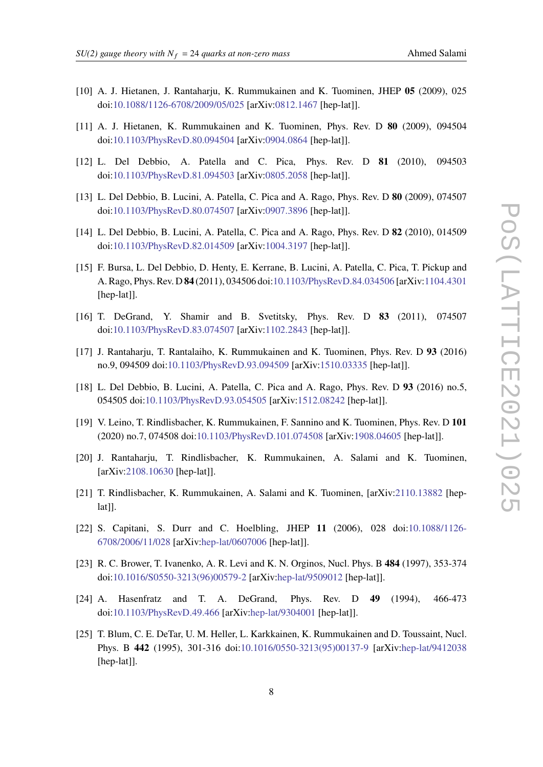[10] A. J. Hietanen, J. Rantaharju, K. Rummukainen and K. Tuominen, JHEP **05** (2009), 025 doi:10.1088/1126-6708/2009/05/025 [arXiv:0812.1467 [hep-lat]].

[11] A. J. Hietanen, K. Rummukainen and K. Tuominen, Phys. Rev. D **80** (2009), 094504 doi:10.1103/PhysRevD.80.094504 [arXiv:0904.0864 [hep-lat]].

[12] L. Del Debbio, A. Patella and C. Pica, Phys. Rev. D **81** (2010), 094503 doi:10.1103/PhysRevD.81.094503 [arXiv:0805.2058 [hep-lat]].

[13] L. Del Debbio, B. Lucini, A. Patella, C. Pica and A. Rago, Phys. Rev. D **80** (2009), 074507 doi:10.1103/PhysRevD.80.074507 [arXiv:0907.3896 [hep-lat]].

[14] L. Del Debbio, B. Lucini, A. Patella, C. Pica and A. Rago, Phys. Rev. D **82** (2010), 014509 doi:10.1103/PhysRevD.82.014509 [arXiv:1004.3197 [hep-lat]].

[15] F. Bursa, L. Del Debbio, D. Henty, E. Kerrane, B. Lucini, A. Patella, C. Pica, T. Pickup and A. Rago, Phys. Rev. D **84** (2011), 034506 doi:10.1103/PhysRevD.84.034506 [arXiv:1104.4301 [hep-lat]].

[16] T. DeGrand, Y. Shamir and B. Svetitsky, Phys. Rev. D **83** (2011), 074507 doi:10.1103/PhysRevD.83.074507 [arXiv:1102.2843 [hep-lat]].

[17] J. Rantaharju, T. Rantalaiho, K. Rummukainen and K. Tuominen, Phys. Rev. D **93** (2016) no.9, 094509 doi:10.1103/PhysRevD.93.094509 [arXiv:1510.03335 [hep-lat]].

[18] L. Del Debbio, B. Lucini, A. Patella, C. Pica and A. Rago, Phys. Rev. D **93** (2016) no.5, 054505 doi:10.1103/PhysRevD.93.054505 [arXiv:1512.08242 [hep-lat]].

[19] V. Leino, T. Rindlisbacher, K. Rummukainen, F. Sannino and K. Tuominen, Phys. Rev. D **101** (2020) no.7, 074508 doi:10.1103/PhysRevD.101.074508 [arXiv:1908.04605 [hep-lat]].

[20] J. Rantaharju, T. Rindlisbacher, K. Rummukainen, A. Salami and K. Tuominen, [arXiv:2108.10630 [hep-lat]].

[21] T. Rindlisbacher, K. Rummukainen, A. Salami and K. Tuominen, [arXiv:2110.13882 [hep-lat]].

[22] S. Capitani, S. Durr and C. Hoelbling, JHEP **11** (2006), 028 doi:10.1088/1126-6708/2006/11/028 [arXiv:hep-lat/0607006 [hep-lat]].

[23] R. C. Brower, T. Ivanenko, A. R. Levi and K. N. Orginos, Nucl. Phys. B **484** (1997), 353-374 doi:10.1016/S0550-3213(96)00579-2 [arXiv:hep-lat/9509012 [hep-lat]].

[24] A. Hasenfratz and T. A. DeGrand, Phys. Rev. D **49** (1994), 466-473 doi:10.1103/PhysRevD.49.466 [arXiv:hep-lat/9304001 [hep-lat]].

[25] T. Blum, C. E. DeTar, U. M. Heller, L. Karkkainen, K. Rummukainen and D. Toussaint, Nucl. Phys. B **442** (1995), 301-316 doi:10.1016/0550-3213(95)00137-9 [arXiv:hep-lat/9412038 [hep-lat]].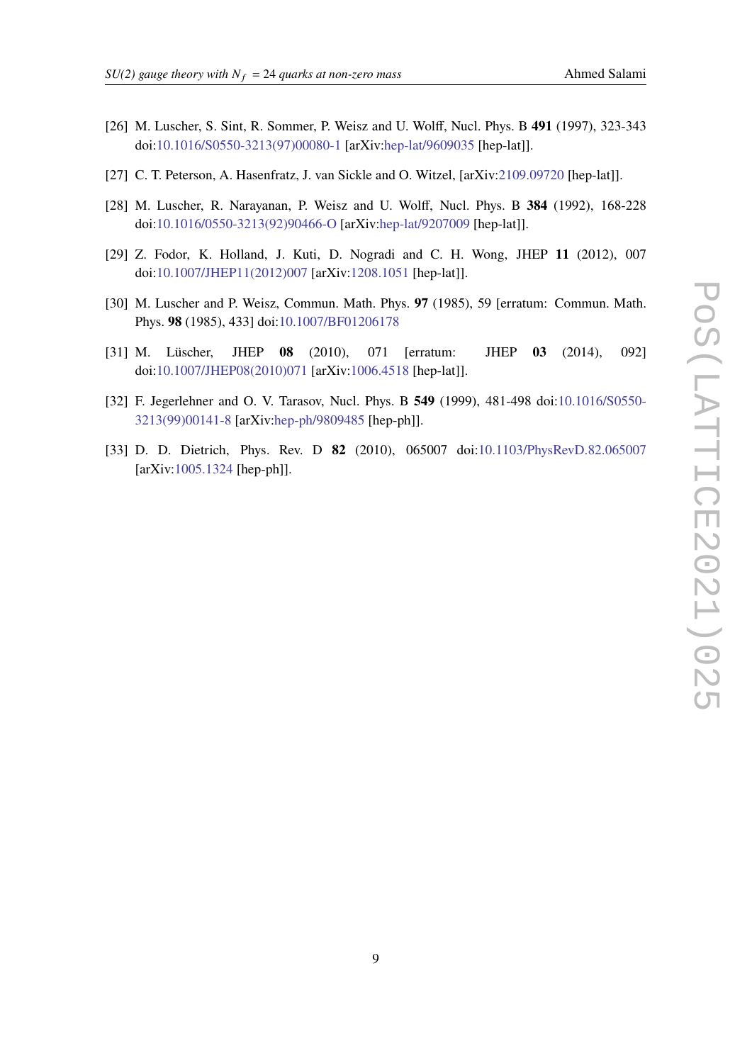[26] M. Luscher, S. Sint, R. Sommer, P. Weisz and U. Wolff, Nucl. Phys. B **491** (1997), 323-343 doi:10.1016/S0550-3213(97)00080-1 [arXiv:hep-lat/9609035 [hep-lat]].

[27] C. T. Peterson, A. Hasenfratz, J. van Sickle and O. Witzel, [arXiv:2109.09720 [hep-lat]].

[28] M. Luscher, R. Narayanan, P. Weisz and U. Wolff, Nucl. Phys. B **384** (1992), 168-228 doi:10.1016/0550-3213(92)90466-O [arXiv:hep-lat/9207009 [hep-lat]].

[29] Z. Fodor, K. Holland, J. Kuti, D. Nogradi and C. H. Wong, JHEP **11** (2012), 007 doi:10.1007/JHEP11(2012)007 [arXiv:1208.1051 [hep-lat]].

[30] M. Luscher and P. Weisz, Commun. Math. Phys. **97** (1985), 59 [erratum: Commun. Math. Phys. **98** (1985), 433] doi:10.1007/BF01206178

[31] M. Lüscher, JHEP **08** (2010), 071 [erratum: JHEP **03** (2014), 092] doi:10.1007/JHEP08(2010)071 [arXiv:1006.4518 [hep-lat]].

[32] F. Jegerlehner and O. V. Tarasov, Nucl. Phys. B **549** (1999), 481-498 doi:10.1016/S0550-3213(99)00141-8 [arXiv:hep-ph/9809485 [hep-ph]].

[33] D. D. Dietrich, Phys. Rev. D **82** (2010), 065007 doi:10.1103/PhysRevD.82.065007 [arXiv:1005.1324 [hep-ph]].